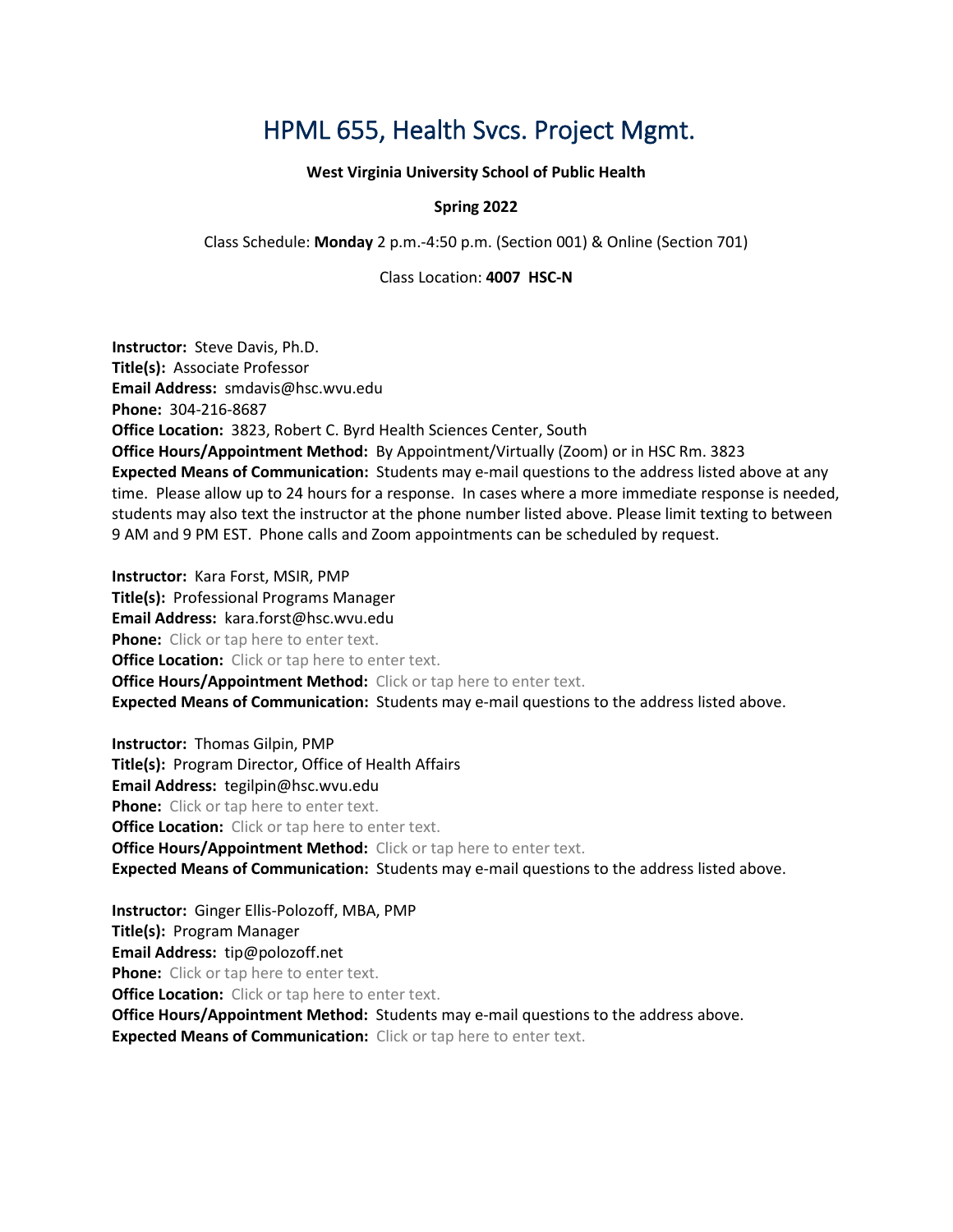# HPML 655, Health Svcs. Project Mgmt.

**West Virginia University School of Public Health**

**Spring 2022**

Class Schedule: **Monday** 2 p.m.-4:50 p.m. (Section 001) & Online (Section 701)

Class Location: **4007 HSC-N**

**Instructor:** Steve Davis, Ph.D.
**Title(s):** Associate Professor
**Email Address:** smdavis@hsc.wvu.edu
**Phone:** 304-216-8687
**Office Location:** 3823, Robert C. Byrd Health Sciences Center, South
**Office Hours/Appointment Method:** By Appointment/Virtually (Zoom) or in HSC Rm. 3823
**Expected Means of Communication:** Students may e-mail questions to the address listed above at any time. Please allow up to 24 hours for a response. In cases where a more immediate response is needed, students may also text the instructor at the phone number listed above. Please limit texting to between 9 AM and 9 PM EST. Phone calls and Zoom appointments can be scheduled by request.

**Instructor:** Kara Forst, MSIR, PMP
**Title(s):** Professional Programs Manager
**Email Address:** kara.forst@hsc.wvu.edu
**Phone:** Click or tap here to enter text.
**Office Location:** Click or tap here to enter text.
**Office Hours/Appointment Method:** Click or tap here to enter text.
**Expected Means of Communication:** Students may e-mail questions to the address listed above.

**Instructor:** Thomas Gilpin, PMP
**Title(s):** Program Director, Office of Health Affairs
**Email Address:** tegilpin@hsc.wvu.edu
**Phone:** Click or tap here to enter text.
**Office Location:** Click or tap here to enter text.
**Office Hours/Appointment Method:** Click or tap here to enter text.
**Expected Means of Communication:** Students may e-mail questions to the address listed above.

**Instructor:** Ginger Ellis-Polozoff, MBA, PMP
**Title(s):** Program Manager
**Email Address:** tip@polozoff.net
**Phone:** Click or tap here to enter text.
**Office Location:** Click or tap here to enter text.
**Office Hours/Appointment Method:** Students may e-mail questions to the address above.
**Expected Means of Communication:** Click or tap here to enter text.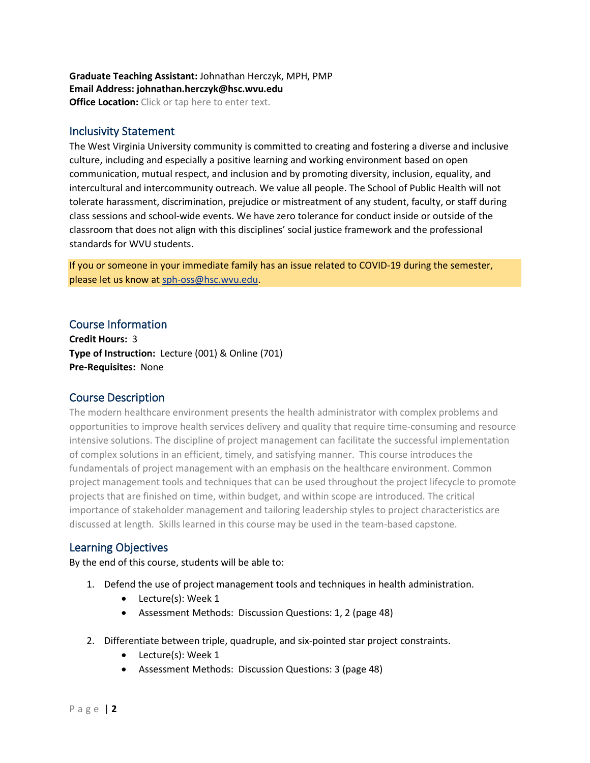**Graduate Teaching Assistant:** Johnathan Herczyk, MPH, PMP
**Email Address: johnathan.herczyk@hsc.wvu.edu**
**Office Location:** Click or tap here to enter text.

## Inclusivity Statement

The West Virginia University community is committed to creating and fostering a diverse and inclusive culture, including and especially a positive learning and working environment based on open communication, mutual respect, and inclusion and by promoting diversity, inclusion, equality, and intercultural and intercommunity outreach. We value all people. The School of Public Health will not tolerate harassment, discrimination, prejudice or mistreatment of any student, faculty, or staff during class sessions and school-wide events. We have zero tolerance for conduct inside or outside of the classroom that does not align with this disciplines' social justice framework and the professional standards for WVU students.

If you or someone in your immediate family has an issue related to COVID-19 during the semester, please let us know at sph-oss@hsc.wvu.edu.

## Course Information

**Credit Hours:** 3
**Type of Instruction:** Lecture (001) & Online (701)
**Pre-Requisites:** None

## Course Description

The modern healthcare environment presents the health administrator with complex problems and opportunities to improve health services delivery and quality that require time-consuming and resource intensive solutions. The discipline of project management can facilitate the successful implementation of complex solutions in an efficient, timely, and satisfying manner. This course introduces the fundamentals of project management with an emphasis on the healthcare environment. Common project management tools and techniques that can be used throughout the project lifecycle to promote projects that are finished on time, within budget, and within scope are introduced. The critical importance of stakeholder management and tailoring leadership styles to project characteristics are discussed at length. Skills learned in this course may be used in the team-based capstone.

## Learning Objectives

By the end of this course, students will be able to:

1. Defend the use of project management tools and techniques in health administration.
   - Lecture(s): Week 1
   - Assessment Methods: Discussion Questions: 1, 2 (page 48)

2. Differentiate between triple, quadruple, and six-pointed star project constraints.
   - Lecture(s): Week 1
   - Assessment Methods: Discussion Questions: 3 (page 48)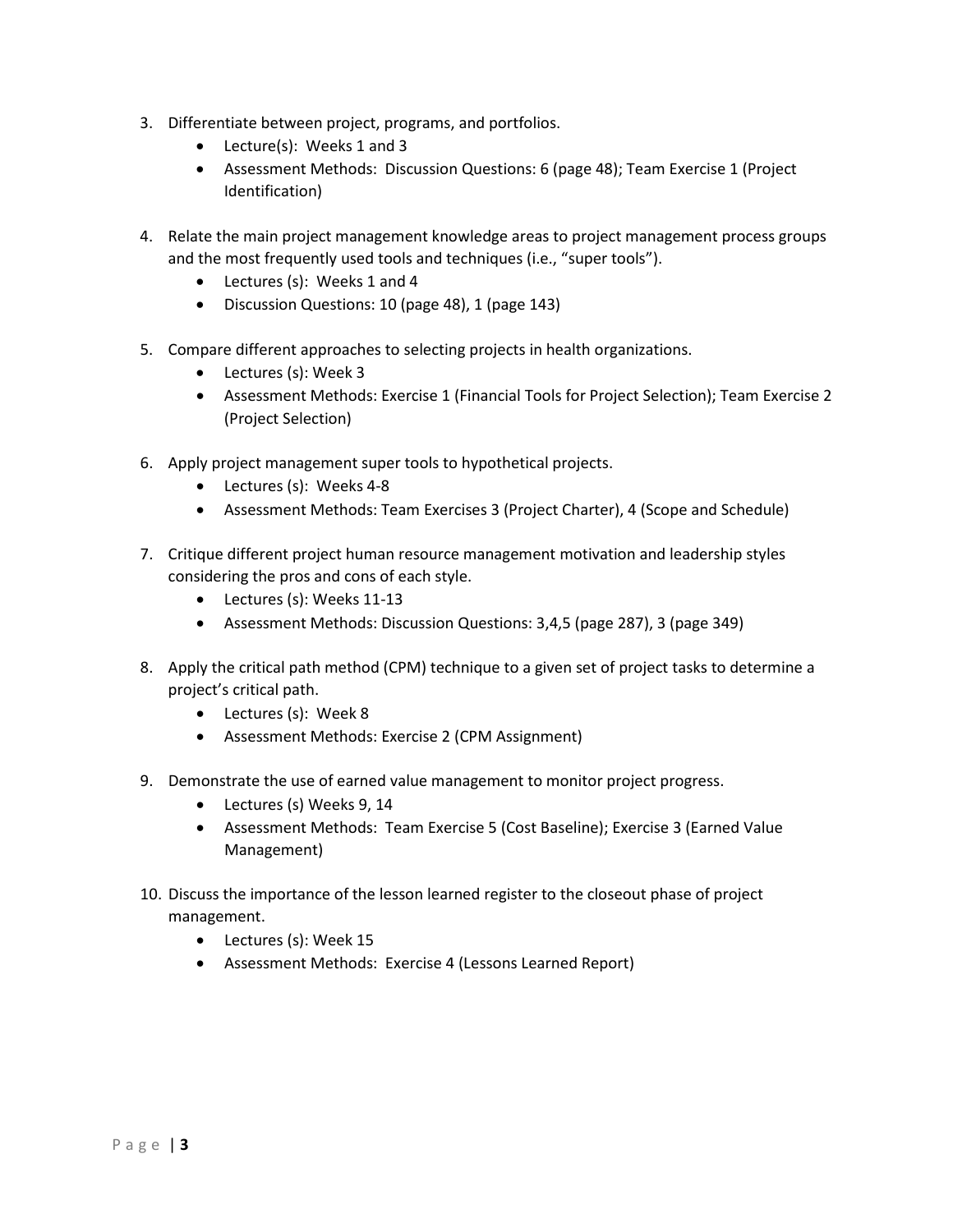3. Differentiate between project, programs, and portfolios.
    - Lecture(s): Weeks 1 and 3
    - Assessment Methods: Discussion Questions: 6 (page 48); Team Exercise 1 (Project Identification)

4. Relate the main project management knowledge areas to project management process groups and the most frequently used tools and techniques (i.e., "super tools").
    - Lectures (s): Weeks 1 and 4
    - Discussion Questions: 10 (page 48), 1 (page 143)

5. Compare different approaches to selecting projects in health organizations.
    - Lectures (s): Week 3
    - Assessment Methods: Exercise 1 (Financial Tools for Project Selection); Team Exercise 2 (Project Selection)

6. Apply project management super tools to hypothetical projects.
    - Lectures (s): Weeks 4-8
    - Assessment Methods: Team Exercises 3 (Project Charter), 4 (Scope and Schedule)

7. Critique different project human resource management motivation and leadership styles considering the pros and cons of each style.
    - Lectures (s): Weeks 11-13
    - Assessment Methods: Discussion Questions: 3,4,5 (page 287), 3 (page 349)

8. Apply the critical path method (CPM) technique to a given set of project tasks to determine a project's critical path.
    - Lectures (s): Week 8
    - Assessment Methods: Exercise 2 (CPM Assignment)

9. Demonstrate the use of earned value management to monitor project progress.
    - Lectures (s) Weeks 9, 14
    - Assessment Methods: Team Exercise 5 (Cost Baseline); Exercise 3 (Earned Value Management)

10. Discuss the importance of the lesson learned register to the closeout phase of project management.
    - Lectures (s): Week 15
    - Assessment Methods: Exercise 4 (Lessons Learned Report)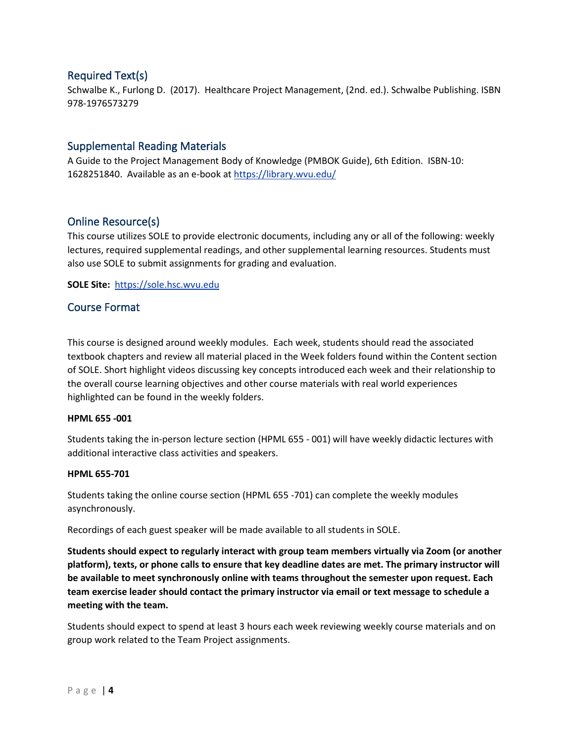## Required Text(s)

Schwalbe K., Furlong D. (2017). Healthcare Project Management, (2nd. ed.). Schwalbe Publishing. ISBN 978-1976573279

## Supplemental Reading Materials

A Guide to the Project Management Body of Knowledge (PMBOK Guide), 6th Edition. ISBN-10: 1628251840. Available as an e-book at https://library.wvu.edu/

## Online Resource(s)

This course utilizes SOLE to provide electronic documents, including any or all of the following: weekly lectures, required supplemental readings, and other supplemental learning resources. Students must also use SOLE to submit assignments for grading and evaluation.

**SOLE Site:** https://sole.hsc.wvu.edu

## Course Format

This course is designed around weekly modules. Each week, students should read the associated textbook chapters and review all material placed in the Week folders found within the Content section of SOLE. Short highlight videos discussing key concepts introduced each week and their relationship to the overall course learning objectives and other course materials with real world experiences highlighted can be found in the weekly folders.

**HPML 655 -001**

Students taking the in-person lecture section (HPML 655 - 001) will have weekly didactic lectures with additional interactive class activities and speakers.

**HPML 655-701**

Students taking the online course section (HPML 655 -701) can complete the weekly modules asynchronously.

Recordings of each guest speaker will be made available to all students in SOLE.

**Students should expect to regularly interact with group team members virtually via Zoom (or another platform), texts, or phone calls to ensure that key deadline dates are met. The primary instructor will be available to meet synchronously online with teams throughout the semester upon request. Each team exercise leader should contact the primary instructor via email or text message to schedule a meeting with the team.**

Students should expect to spend at least 3 hours each week reviewing weekly course materials and on group work related to the Team Project assignments.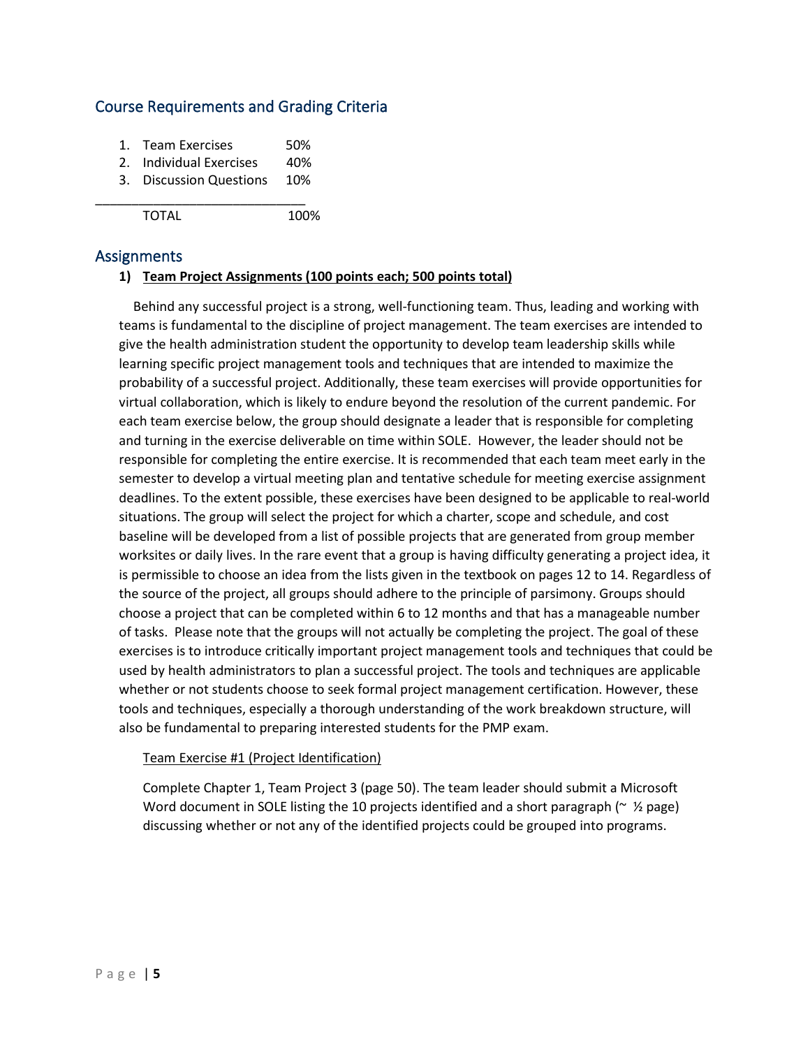## Course Requirements and Grading Criteria

| | | |
|---|---|---|
| 1. | Team Exercises | 50% |
| 2. | Individual Exercises | 40% |
| 3. | Discussion Questions | 10% |
| | TOTAL | 100% |

## Assignments

**1) <u>Team Project Assignments (100 points each; 500 points total)</u>**

Behind any successful project is a strong, well-functioning team. Thus, leading and working with teams is fundamental to the discipline of project management. The team exercises are intended to give the health administration student the opportunity to develop team leadership skills while learning specific project management tools and techniques that are intended to maximize the probability of a successful project. Additionally, these team exercises will provide opportunities for virtual collaboration, which is likely to endure beyond the resolution of the current pandemic. For each team exercise below, the group should designate a leader that is responsible for completing and turning in the exercise deliverable on time within SOLE. However, the leader should not be responsible for completing the entire exercise. It is recommended that each team meet early in the semester to develop a virtual meeting plan and tentative schedule for meeting exercise assignment deadlines. To the extent possible, these exercises have been designed to be applicable to real-world situations. The group will select the project for which a charter, scope and schedule, and cost baseline will be developed from a list of possible projects that are generated from group member worksites or daily lives. In the rare event that a group is having difficulty generating a project idea, it is permissible to choose an idea from the lists given in the textbook on pages 12 to 14. Regardless of the source of the project, all groups should adhere to the principle of parsimony. Groups should choose a project that can be completed within 6 to 12 months and that has a manageable number of tasks. Please note that the groups will not actually be completing the project. The goal of these exercises is to introduce critically important project management tools and techniques that could be used by health administrators to plan a successful project. The tools and techniques are applicable whether or not students choose to seek formal project management certification. However, these tools and techniques, especially a thorough understanding of the work breakdown structure, will also be fundamental to preparing interested students for the PMP exam.

<u>Team Exercise #1 (Project Identification)</u>

Complete Chapter 1, Team Project 3 (page 50). The team leader should submit a Microsoft Word document in SOLE listing the 10 projects identified and a short paragraph (~ ½ page) discussing whether or not any of the identified projects could be grouped into programs.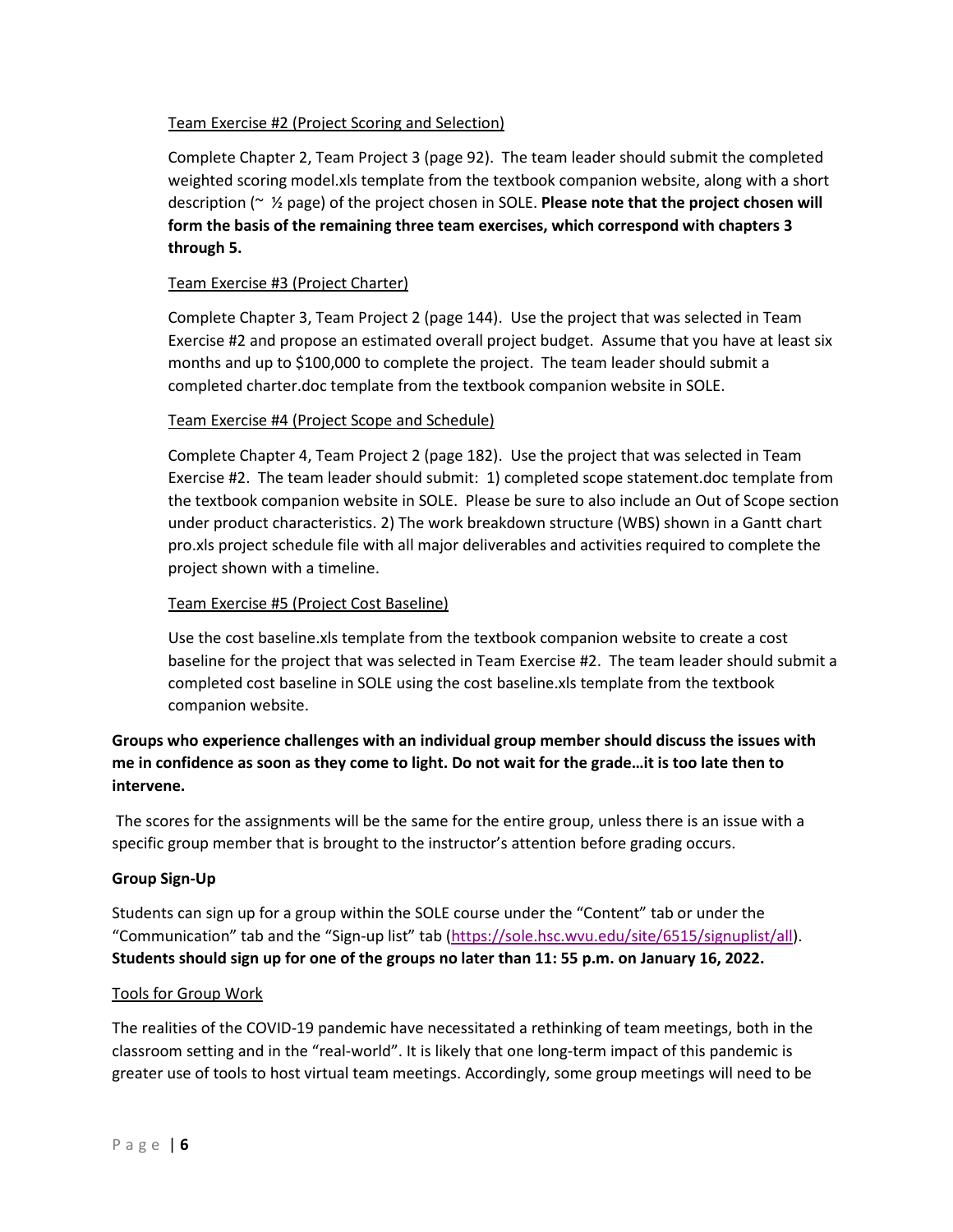Team Exercise #2 (Project Scoring and Selection)

Complete Chapter 2, Team Project 3 (page 92). The team leader should submit the completed weighted scoring model.xls template from the textbook companion website, along with a short description (~ ½ page) of the project chosen in SOLE. **Please note that the project chosen will form the basis of the remaining three team exercises, which correspond with chapters 3 through 5.**

Team Exercise #3 (Project Charter)

Complete Chapter 3, Team Project 2 (page 144). Use the project that was selected in Team Exercise #2 and propose an estimated overall project budget. Assume that you have at least six months and up to $100,000 to complete the project. The team leader should submit a completed charter.doc template from the textbook companion website in SOLE.

Team Exercise #4 (Project Scope and Schedule)

Complete Chapter 4, Team Project 2 (page 182). Use the project that was selected in Team Exercise #2. The team leader should submit: 1) completed scope statement.doc template from the textbook companion website in SOLE. Please be sure to also include an Out of Scope section under product characteristics. 2) The work breakdown structure (WBS) shown in a Gantt chart pro.xls project schedule file with all major deliverables and activities required to complete the project shown with a timeline.

Team Exercise #5 (Project Cost Baseline)

Use the cost baseline.xls template from the textbook companion website to create a cost baseline for the project that was selected in Team Exercise #2. The team leader should submit a completed cost baseline in SOLE using the cost baseline.xls template from the textbook companion website.

**Groups who experience challenges with an individual group member should discuss the issues with me in confidence as soon as they come to light. Do not wait for the grade…it is too late then to intervene.**

The scores for the assignments will be the same for the entire group, unless there is an issue with a specific group member that is brought to the instructor's attention before grading occurs.

**Group Sign-Up**

Students can sign up for a group within the SOLE course under the "Content" tab or under the "Communication" tab and the "Sign-up list" tab (https://sole.hsc.wvu.edu/site/6515/signuplist/all). **Students should sign up for one of the groups no later than 11: 55 p.m. on January 16, 2022.**

Tools for Group Work

The realities of the COVID-19 pandemic have necessitated a rethinking of team meetings, both in the classroom setting and in the "real-world". It is likely that one long-term impact of this pandemic is greater use of tools to host virtual team meetings. Accordingly, some group meetings will need to be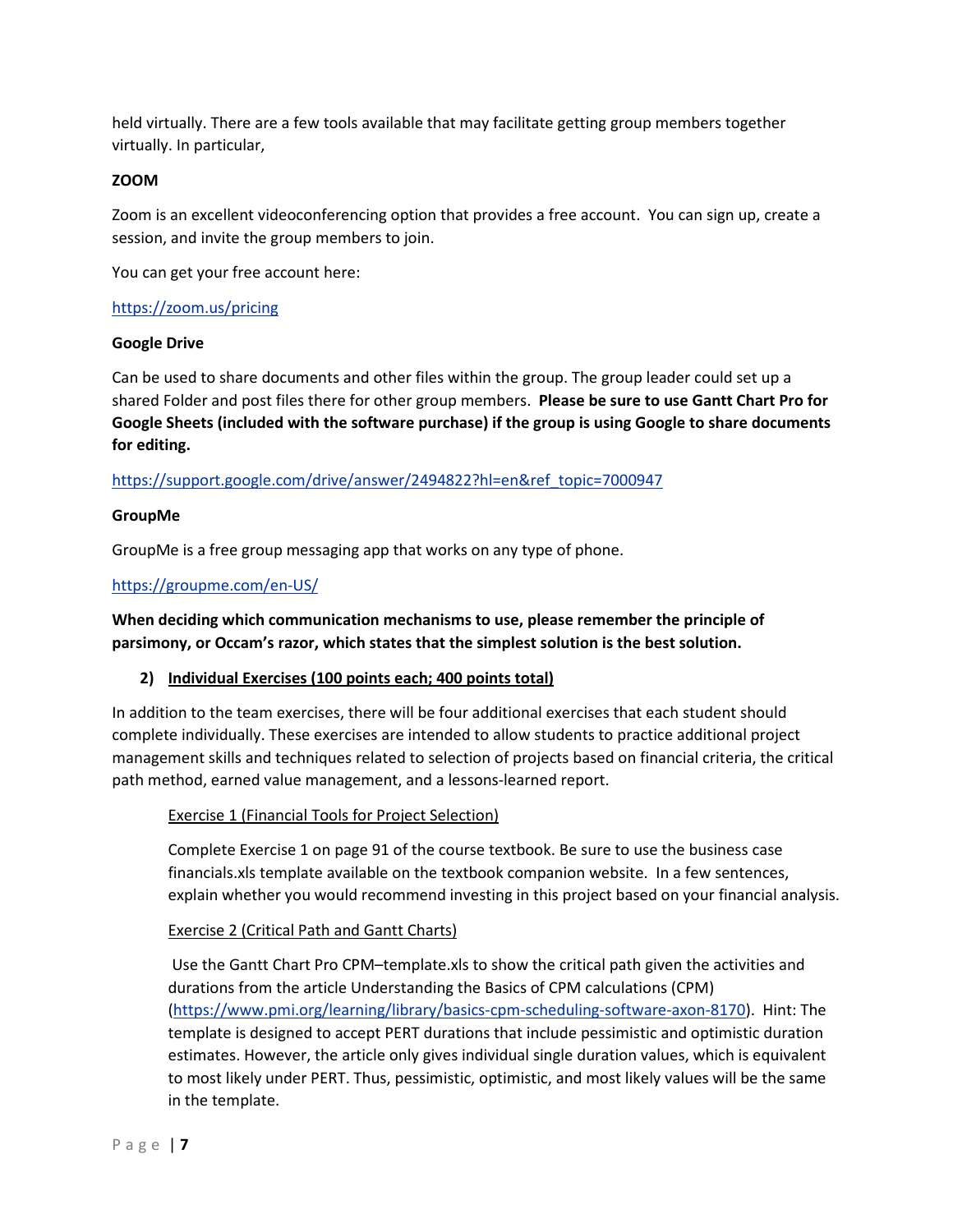held virtually. There are a few tools available that may facilitate getting group members together virtually. In particular,

**ZOOM**

Zoom is an excellent videoconferencing option that provides a free account. You can sign up, create a session, and invite the group members to join.

You can get your free account here:

https://zoom.us/pricing

**Google Drive**

Can be used to share documents and other files within the group. The group leader could set up a shared Folder and post files there for other group members. **Please be sure to use Gantt Chart Pro for Google Sheets (included with the software purchase) if the group is using Google to share documents for editing.**

https://support.google.com/drive/answer/2494822?hl=en&ref_topic=7000947

**GroupMe**

GroupMe is a free group messaging app that works on any type of phone.

https://groupme.com/en-US/

**When deciding which communication mechanisms to use, please remember the principle of parsimony, or Occam's razor, which states that the simplest solution is the best solution.**

2) **Individual Exercises (100 points each; 400 points total)**

In addition to the team exercises, there will be four additional exercises that each student should complete individually. These exercises are intended to allow students to practice additional project management skills and techniques related to selection of projects based on financial criteria, the critical path method, earned value management, and a lessons-learned report.

Exercise 1 (Financial Tools for Project Selection)

Complete Exercise 1 on page 91 of the course textbook. Be sure to use the business case financials.xls template available on the textbook companion website. In a few sentences, explain whether you would recommend investing in this project based on your financial analysis.

Exercise 2 (Critical Path and Gantt Charts)

Use the Gantt Chart Pro CPM–template.xls to show the critical path given the activities and durations from the article Understanding the Basics of CPM calculations (CPM) (https://www.pmi.org/learning/library/basics-cpm-scheduling-software-axon-8170). Hint: The template is designed to accept PERT durations that include pessimistic and optimistic duration estimates. However, the article only gives individual single duration values, which is equivalent to most likely under PERT. Thus, pessimistic, optimistic, and most likely values will be the same in the template.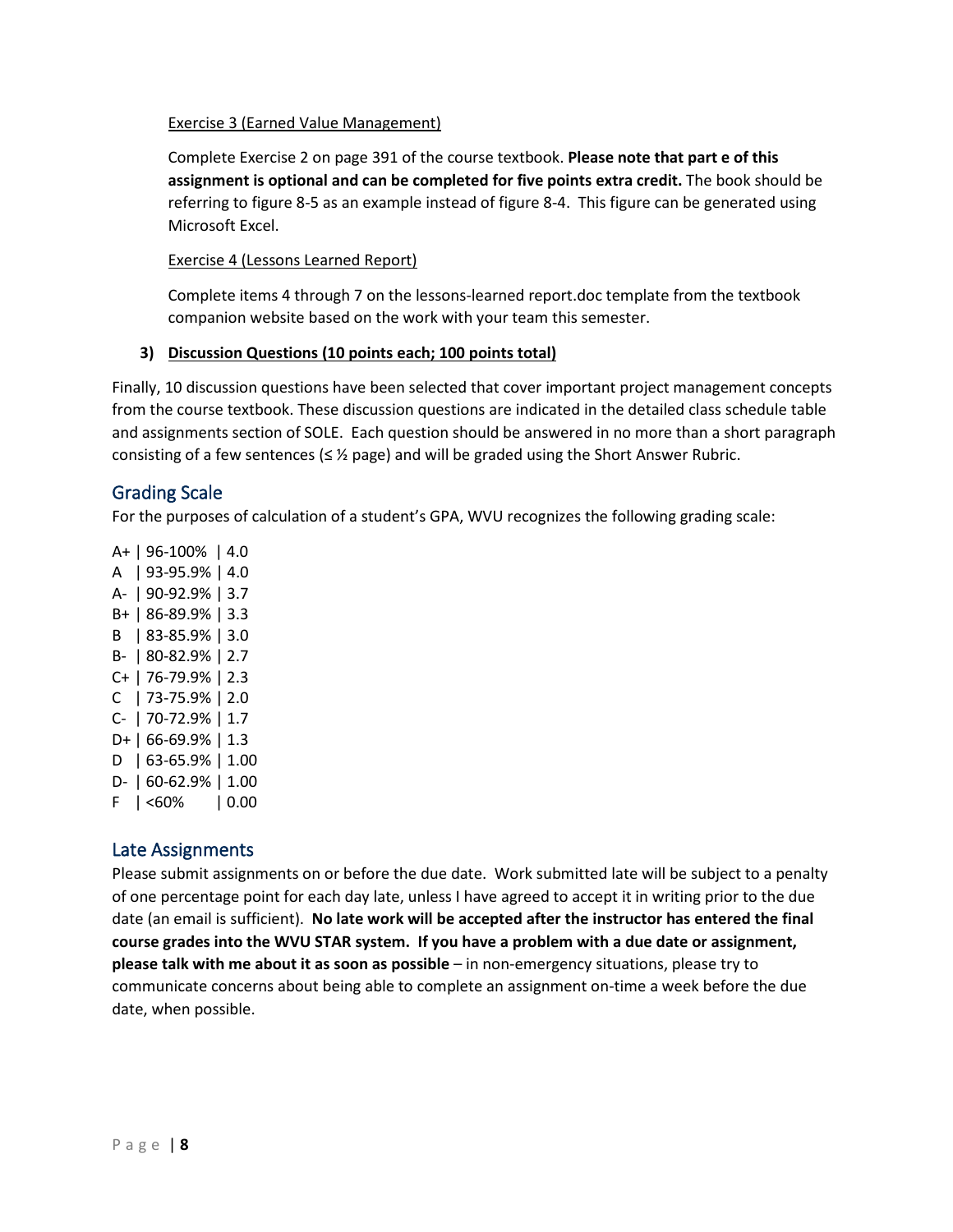Exercise 3 (Earned Value Management)

Complete Exercise 2 on page 391 of the course textbook. **Please note that part e of this assignment is optional and can be completed for five points extra credit.** The book should be referring to figure 8-5 as an example instead of figure 8-4. This figure can be generated using Microsoft Excel.

Exercise 4 (Lessons Learned Report)

Complete items 4 through 7 on the lessons-learned report.doc template from the textbook companion website based on the work with your team this semester.

**3) Discussion Questions (10 points each; 100 points total)**

Finally, 10 discussion questions have been selected that cover important project management concepts from the course textbook. These discussion questions are indicated in the detailed class schedule table and assignments section of SOLE. Each question should be answered in no more than a short paragraph consisting of a few sentences (≤ ½ page) and will be graded using the Short Answer Rubric.

## Grading Scale

For the purposes of calculation of a student's GPA, WVU recognizes the following grading scale:

A+ | 96-100% | 4.0
A | 93-95.9% | 4.0
A- | 90-92.9% | 3.7
B+ | 86-89.9% | 3.3
B | 83-85.9% | 3.0
B- | 80-82.9% | 2.7
C+ | 76-79.9% | 2.3
C | 73-75.9% | 2.0
C- | 70-72.9% | 1.7
D+ | 66-69.9% | 1.3
D | 63-65.9% | 1.00
D- | 60-62.9% | 1.00
F | <60% | 0.00

## Late Assignments

Please submit assignments on or before the due date. Work submitted late will be subject to a penalty of one percentage point for each day late, unless I have agreed to accept it in writing prior to the due date (an email is sufficient). **No late work will be accepted after the instructor has entered the final course grades into the WVU STAR system. If you have a problem with a due date or assignment, please talk with me about it as soon as possible** – in non-emergency situations, please try to communicate concerns about being able to complete an assignment on-time a week before the due date, when possible.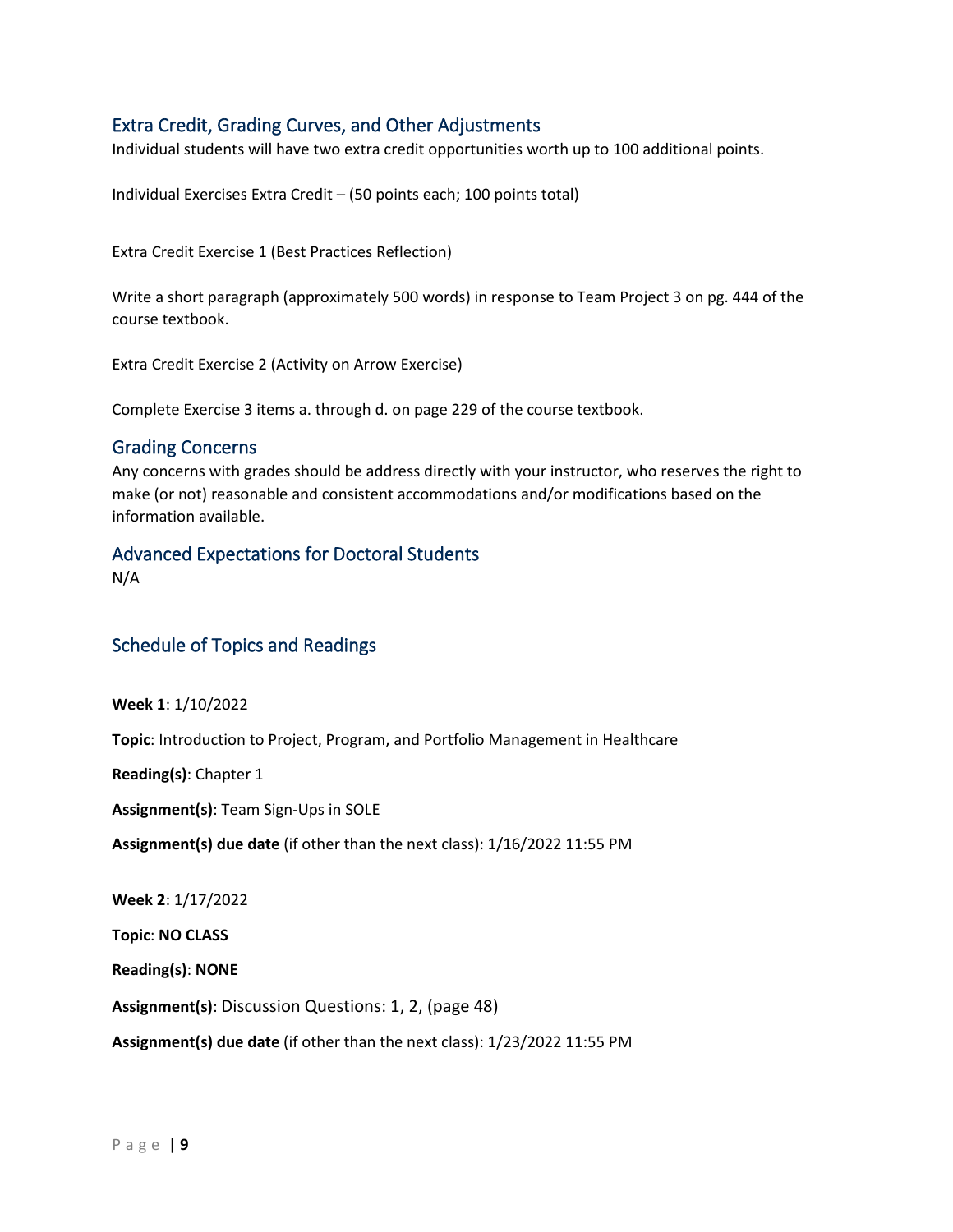## Extra Credit, Grading Curves, and Other Adjustments

Individual students will have two extra credit opportunities worth up to 100 additional points.

Individual Exercises Extra Credit – (50 points each; 100 points total)

Extra Credit Exercise 1 (Best Practices Reflection)

Write a short paragraph (approximately 500 words) in response to Team Project 3 on pg. 444 of the course textbook.

Extra Credit Exercise 2 (Activity on Arrow Exercise)

Complete Exercise 3 items a. through d. on page 229 of the course textbook.

## Grading Concerns

Any concerns with grades should be address directly with your instructor, who reserves the right to make (or not) reasonable and consistent accommodations and/or modifications based on the information available.

## Advanced Expectations for Doctoral Students

N/A

## Schedule of Topics and Readings

**Week 1**: 1/10/2022

**Topic**: Introduction to Project, Program, and Portfolio Management in Healthcare

**Reading(s)**: Chapter 1

**Assignment(s)**: Team Sign-Ups in SOLE

**Assignment(s) due date** (if other than the next class): 1/16/2022 11:55 PM

**Week 2**: 1/17/2022

**Topic**: **NO CLASS**

**Reading(s)**: **NONE**

**Assignment(s)**: Discussion Questions: 1, 2, (page 48)

**Assignment(s) due date** (if other than the next class): 1/23/2022 11:55 PM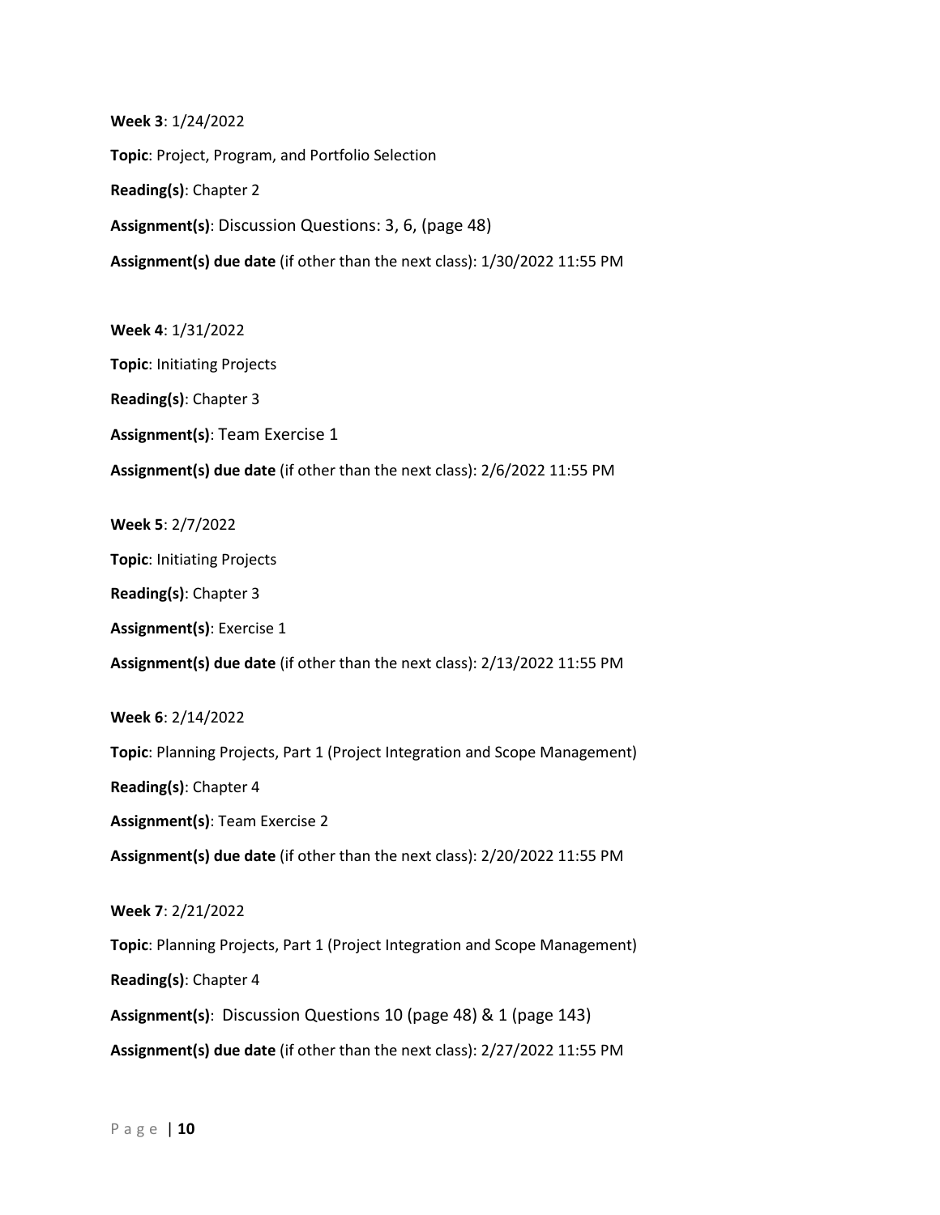**Week 3**: 1/24/2022

**Topic**: Project, Program, and Portfolio Selection

**Reading(s)**: Chapter 2

**Assignment(s)**: Discussion Questions: 3, 6, (page 48)

**Assignment(s) due date** (if other than the next class): 1/30/2022 11:55 PM

**Week 4**: 1/31/2022

**Topic**: Initiating Projects

**Reading(s)**: Chapter 3

**Assignment(s)**: Team Exercise 1

**Assignment(s) due date** (if other than the next class): 2/6/2022 11:55 PM

**Week 5**: 2/7/2022

**Topic**: Initiating Projects

**Reading(s)**: Chapter 3

**Assignment(s)**: Exercise 1

**Assignment(s) due date** (if other than the next class): 2/13/2022 11:55 PM

**Week 6**: 2/14/2022

**Topic**: Planning Projects, Part 1 (Project Integration and Scope Management)

**Reading(s)**: Chapter 4

**Assignment(s)**: Team Exercise 2

**Assignment(s) due date** (if other than the next class): 2/20/2022 11:55 PM

**Week 7**: 2/21/2022

**Topic**: Planning Projects, Part 1 (Project Integration and Scope Management)

**Reading(s)**: Chapter 4

**Assignment(s)**: Discussion Questions 10 (page 48) & 1 (page 143)

**Assignment(s) due date** (if other than the next class): 2/27/2022 11:55 PM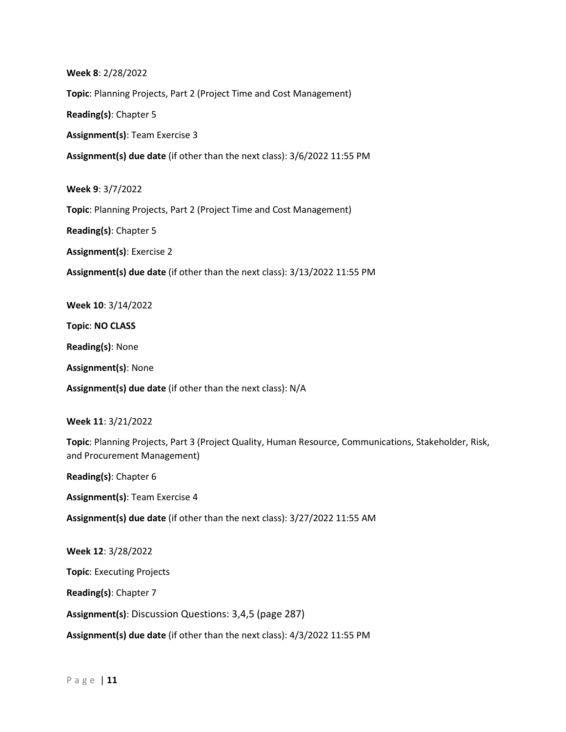**Week 8**: 2/28/2022

**Topic**: Planning Projects, Part 2 (Project Time and Cost Management)

**Reading(s)**: Chapter 5

**Assignment(s)**: Team Exercise 3

**Assignment(s) due date** (if other than the next class): 3/6/2022 11:55 PM

**Week 9**: 3/7/2022

**Topic**: Planning Projects, Part 2 (Project Time and Cost Management)

**Reading(s)**: Chapter 5

**Assignment(s)**: Exercise 2

**Assignment(s) due date** (if other than the next class): 3/13/2022 11:55 PM

**Week 10**: 3/14/2022

**Topic**: **NO CLASS**

**Reading(s)**: None

**Assignment(s)**: None

**Assignment(s) due date** (if other than the next class): N/A

**Week 11**: 3/21/2022

**Topic**: Planning Projects, Part 3 (Project Quality, Human Resource, Communications, Stakeholder, Risk, and Procurement Management)

**Reading(s)**: Chapter 6

**Assignment(s)**: Team Exercise 4

**Assignment(s) due date** (if other than the next class): 3/27/2022 11:55 AM

**Week 12**: 3/28/2022

**Topic**: Executing Projects

**Reading(s)**: Chapter 7

**Assignment(s)**: Discussion Questions: 3,4,5 (page 287)

**Assignment(s) due date** (if other than the next class): 4/3/2022 11:55 PM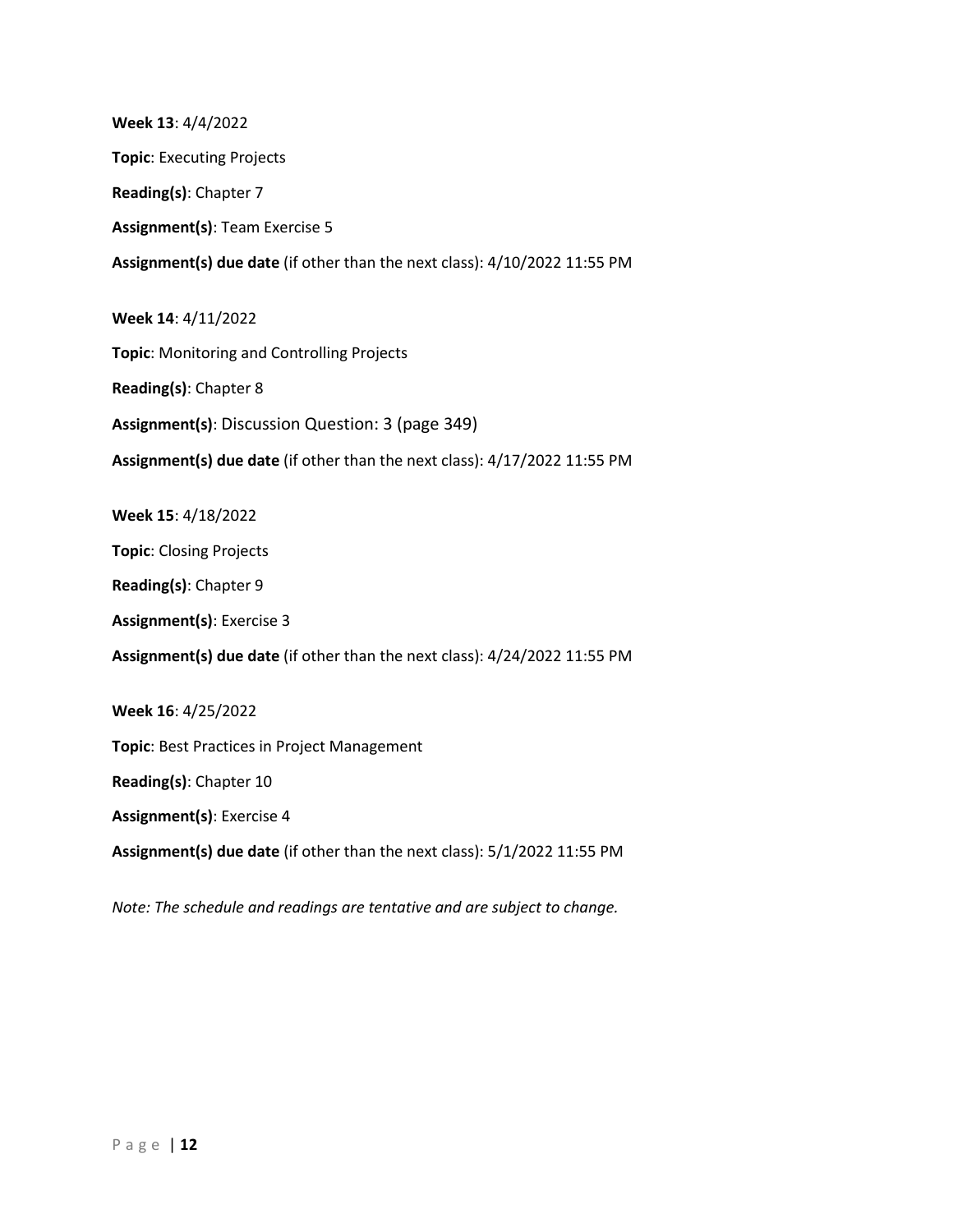**Week 13**: 4/4/2022

**Topic**: Executing Projects

**Reading(s)**: Chapter 7

**Assignment(s)**: Team Exercise 5

**Assignment(s) due date** (if other than the next class): 4/10/2022 11:55 PM

**Week 14**: 4/11/2022

**Topic**: Monitoring and Controlling Projects

**Reading(s)**: Chapter 8

**Assignment(s)**: Discussion Question: 3 (page 349)

**Assignment(s) due date** (if other than the next class): 4/17/2022 11:55 PM

**Week 15**: 4/18/2022

**Topic**: Closing Projects

**Reading(s)**: Chapter 9

**Assignment(s)**: Exercise 3

**Assignment(s) due date** (if other than the next class): 4/24/2022 11:55 PM

**Week 16**: 4/25/2022

**Topic**: Best Practices in Project Management

**Reading(s)**: Chapter 10

**Assignment(s)**: Exercise 4

**Assignment(s) due date** (if other than the next class): 5/1/2022 11:55 PM

*Note: The schedule and readings are tentative and are subject to change.*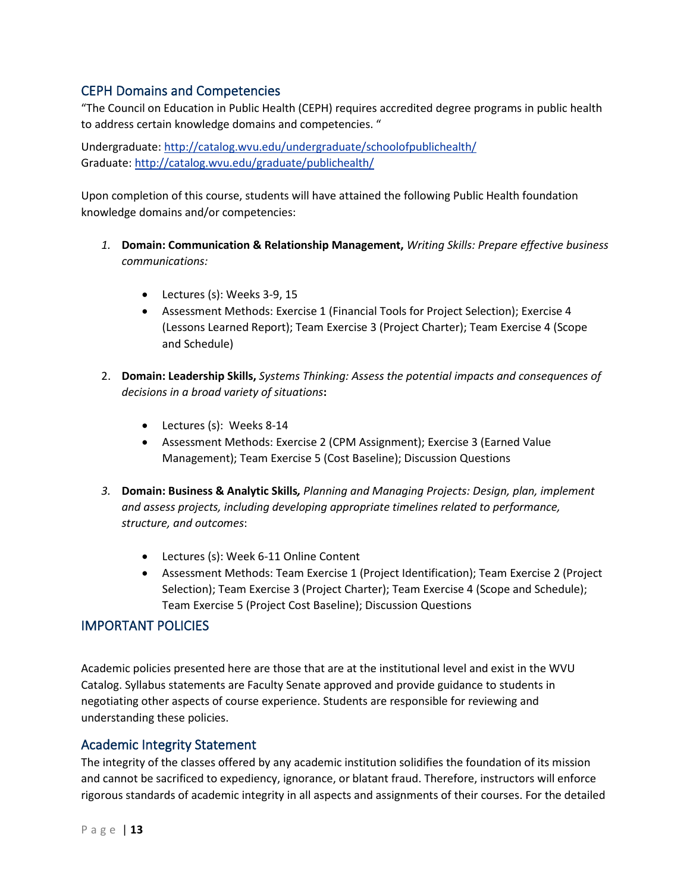## CEPH Domains and Competencies

"The Council on Education in Public Health (CEPH) requires accredited degree programs in public health to address certain knowledge domains and competencies. "

Undergraduate: http://catalog.wvu.edu/undergraduate/schoolofpublichealth/
Graduate: http://catalog.wvu.edu/graduate/publichealth/

Upon completion of this course, students will have attained the following Public Health foundation knowledge domains and/or competencies:

1. **Domain: Communication & Relationship Management,** *Writing Skills: Prepare effective business communications:*

   - Lectures (s): Weeks 3-9, 15
   - Assessment Methods: Exercise 1 (Financial Tools for Project Selection); Exercise 4 (Lessons Learned Report); Team Exercise 3 (Project Charter); Team Exercise 4 (Scope and Schedule)

2. **Domain: Leadership Skills,** *Systems Thinking: Assess the potential impacts and consequences of decisions in a broad variety of situations***:**

   - Lectures (s): Weeks 8-14
   - Assessment Methods: Exercise 2 (CPM Assignment); Exercise 3 (Earned Value Management); Team Exercise 5 (Cost Baseline); Discussion Questions

3. **Domain: Business & Analytic Skills,** *Planning and Managing Projects: Design, plan, implement and assess projects, including developing appropriate timelines related to performance, structure, and outcomes*:

   - Lectures (s): Week 6-11 Online Content
   - Assessment Methods: Team Exercise 1 (Project Identification); Team Exercise 2 (Project Selection); Team Exercise 3 (Project Charter); Team Exercise 4 (Scope and Schedule); Team Exercise 5 (Project Cost Baseline); Discussion Questions

## IMPORTANT POLICIES

Academic policies presented here are those that are at the institutional level and exist in the WVU Catalog. Syllabus statements are Faculty Senate approved and provide guidance to students in negotiating other aspects of course experience. Students are responsible for reviewing and understanding these policies.

### Academic Integrity Statement

The integrity of the classes offered by any academic institution solidifies the foundation of its mission and cannot be sacrificed to expediency, ignorance, or blatant fraud. Therefore, instructors will enforce rigorous standards of academic integrity in all aspects and assignments of their courses. For the detailed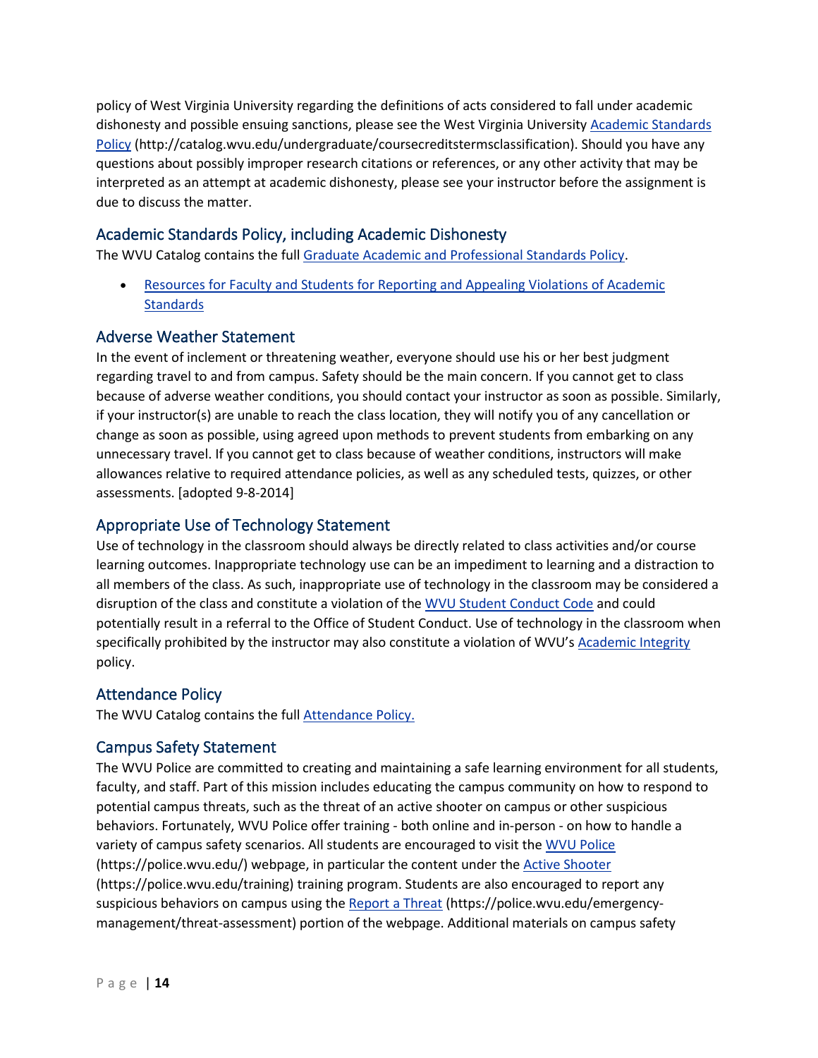policy of West Virginia University regarding the definitions of acts considered to fall under academic dishonesty and possible ensuing sanctions, please see the West Virginia University Academic Standards Policy (http://catalog.wvu.edu/undergraduate/coursecreditstermsclassification). Should you have any questions about possibly improper research citations or references, or any other activity that may be interpreted as an attempt at academic dishonesty, please see your instructor before the assignment is due to discuss the matter.

## Academic Standards Policy, including Academic Dishonesty

The WVU Catalog contains the full Graduate Academic and Professional Standards Policy.

- Resources for Faculty and Students for Reporting and Appealing Violations of Academic Standards

## Adverse Weather Statement

In the event of inclement or threatening weather, everyone should use his or her best judgment regarding travel to and from campus. Safety should be the main concern. If you cannot get to class because of adverse weather conditions, you should contact your instructor as soon as possible. Similarly, if your instructor(s) are unable to reach the class location, they will notify you of any cancellation or change as soon as possible, using agreed upon methods to prevent students from embarking on any unnecessary travel. If you cannot get to class because of weather conditions, instructors will make allowances relative to required attendance policies, as well as any scheduled tests, quizzes, or other assessments. [adopted 9-8-2014]

## Appropriate Use of Technology Statement

Use of technology in the classroom should always be directly related to class activities and/or course learning outcomes. Inappropriate technology use can be an impediment to learning and a distraction to all members of the class. As such, inappropriate use of technology in the classroom may be considered a disruption of the class and constitute a violation of the WVU Student Conduct Code and could potentially result in a referral to the Office of Student Conduct. Use of technology in the classroom when specifically prohibited by the instructor may also constitute a violation of WVU's Academic Integrity policy.

## Attendance Policy

The WVU Catalog contains the full Attendance Policy.

## Campus Safety Statement

The WVU Police are committed to creating and maintaining a safe learning environment for all students, faculty, and staff. Part of this mission includes educating the campus community on how to respond to potential campus threats, such as the threat of an active shooter on campus or other suspicious behaviors. Fortunately, WVU Police offer training - both online and in-person - on how to handle a variety of campus safety scenarios. All students are encouraged to visit the WVU Police (https://police.wvu.edu/) webpage, in particular the content under the Active Shooter (https://police.wvu.edu/training) training program. Students are also encouraged to report any suspicious behaviors on campus using the Report a Threat (https://police.wvu.edu/emergency-management/threat-assessment) portion of the webpage. Additional materials on campus safety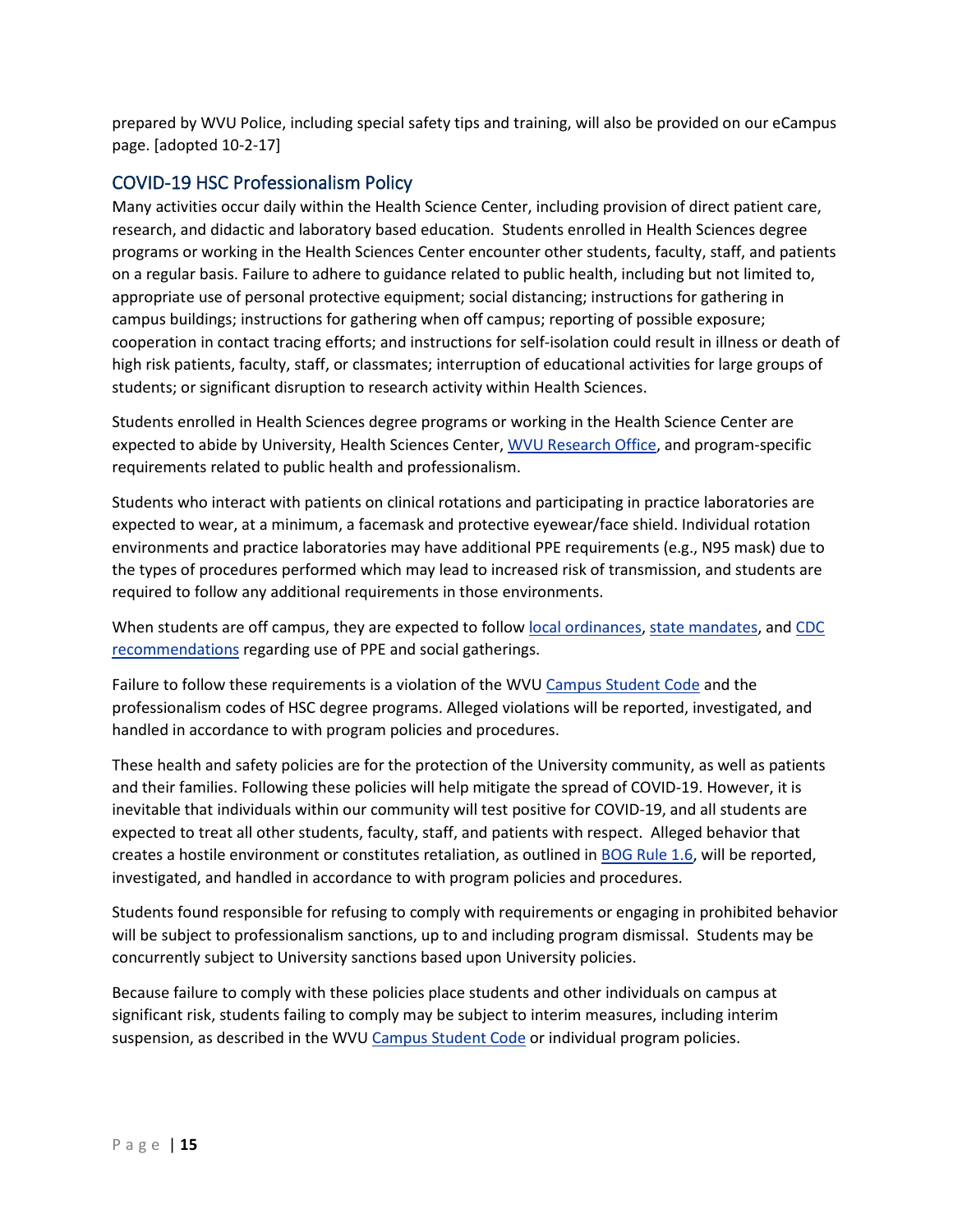prepared by WVU Police, including special safety tips and training, will also be provided on our eCampus page. [adopted 10-2-17]

## COVID-19 HSC Professionalism Policy

Many activities occur daily within the Health Science Center, including provision of direct patient care, research, and didactic and laboratory based education. Students enrolled in Health Sciences degree programs or working in the Health Sciences Center encounter other students, faculty, staff, and patients on a regular basis. Failure to adhere to guidance related to public health, including but not limited to, appropriate use of personal protective equipment; social distancing; instructions for gathering in campus buildings; instructions for gathering when off campus; reporting of possible exposure; cooperation in contact tracing efforts; and instructions for self-isolation could result in illness or death of high risk patients, faculty, staff, or classmates; interruption of educational activities for large groups of students; or significant disruption to research activity within Health Sciences.

Students enrolled in Health Sciences degree programs or working in the Health Science Center are expected to abide by University, Health Sciences Center, WVU Research Office, and program-specific requirements related to public health and professionalism.

Students who interact with patients on clinical rotations and participating in practice laboratories are expected to wear, at a minimum, a facemask and protective eyewear/face shield. Individual rotation environments and practice laboratories may have additional PPE requirements (e.g., N95 mask) due to the types of procedures performed which may lead to increased risk of transmission, and students are required to follow any additional requirements in those environments.

When students are off campus, they are expected to follow local ordinances, state mandates, and CDC recommendations regarding use of PPE and social gatherings.

Failure to follow these requirements is a violation of the WVU Campus Student Code and the professionalism codes of HSC degree programs. Alleged violations will be reported, investigated, and handled in accordance to with program policies and procedures.

These health and safety policies are for the protection of the University community, as well as patients and their families. Following these policies will help mitigate the spread of COVID-19. However, it is inevitable that individuals within our community will test positive for COVID-19, and all students are expected to treat all other students, faculty, staff, and patients with respect. Alleged behavior that creates a hostile environment or constitutes retaliation, as outlined in BOG Rule 1.6, will be reported, investigated, and handled in accordance to with program policies and procedures.

Students found responsible for refusing to comply with requirements or engaging in prohibited behavior will be subject to professionalism sanctions, up to and including program dismissal. Students may be concurrently subject to University sanctions based upon University policies.

Because failure to comply with these policies place students and other individuals on campus at significant risk, students failing to comply may be subject to interim measures, including interim suspension, as described in the WVU Campus Student Code or individual program policies.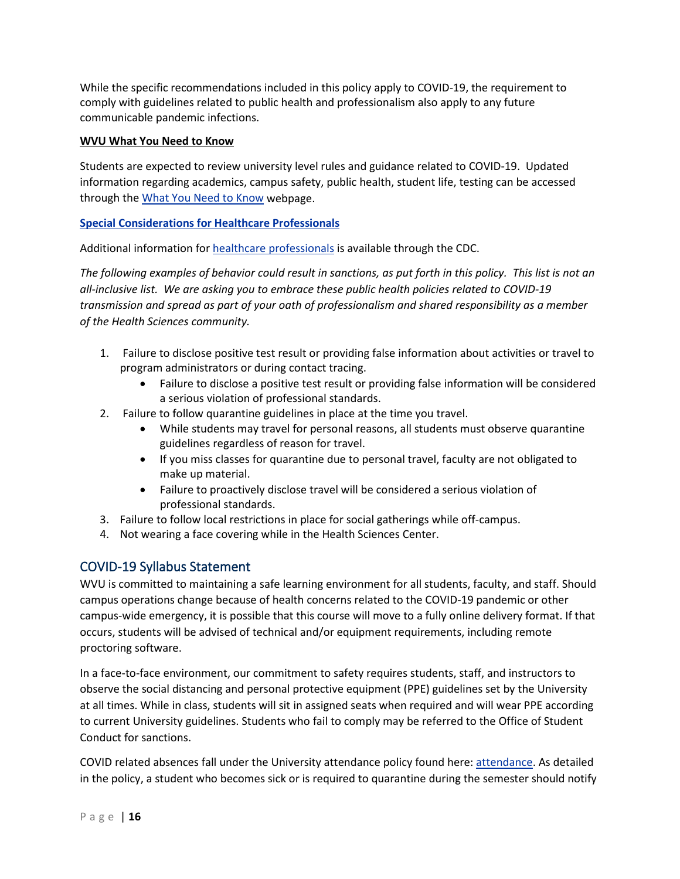While the specific recommendations included in this policy apply to COVID-19, the requirement to comply with guidelines related to public health and professionalism also apply to any future communicable pandemic infections.

**WVU What You Need to Know**

Students are expected to review university level rules and guidance related to COVID-19. Updated information regarding academics, campus safety, public health, student life, testing can be accessed through the What You Need to Know webpage.

**Special Considerations for Healthcare Professionals**

Additional information for healthcare professionals is available through the CDC.

*The following examples of behavior could result in sanctions, as put forth in this policy. This list is not an all-inclusive list. We are asking you to embrace these public health policies related to COVID-19 transmission and spread as part of your oath of professionalism and shared responsibility as a member of the Health Sciences community.*

1. Failure to disclose positive test result or providing false information about activities or travel to program administrators or during contact tracing.
    - Failure to disclose a positive test result or providing false information will be considered a serious violation of professional standards.
2. Failure to follow quarantine guidelines in place at the time you travel.
    - While students may travel for personal reasons, all students must observe quarantine guidelines regardless of reason for travel.
    - If you miss classes for quarantine due to personal travel, faculty are not obligated to make up material.
    - Failure to proactively disclose travel will be considered a serious violation of professional standards.
3. Failure to follow local restrictions in place for social gatherings while off-campus.
4. Not wearing a face covering while in the Health Sciences Center.

## COVID-19 Syllabus Statement

WVU is committed to maintaining a safe learning environment for all students, faculty, and staff. Should campus operations change because of health concerns related to the COVID-19 pandemic or other campus-wide emergency, it is possible that this course will move to a fully online delivery format. If that occurs, students will be advised of technical and/or equipment requirements, including remote proctoring software.

In a face-to-face environment, our commitment to safety requires students, staff, and instructors to observe the social distancing and personal protective equipment (PPE) guidelines set by the University at all times. While in class, students will sit in assigned seats when required and will wear PPE according to current University guidelines. Students who fail to comply may be referred to the Office of Student Conduct for sanctions.

COVID related absences fall under the University attendance policy found here: attendance. As detailed in the policy, a student who becomes sick or is required to quarantine during the semester should notify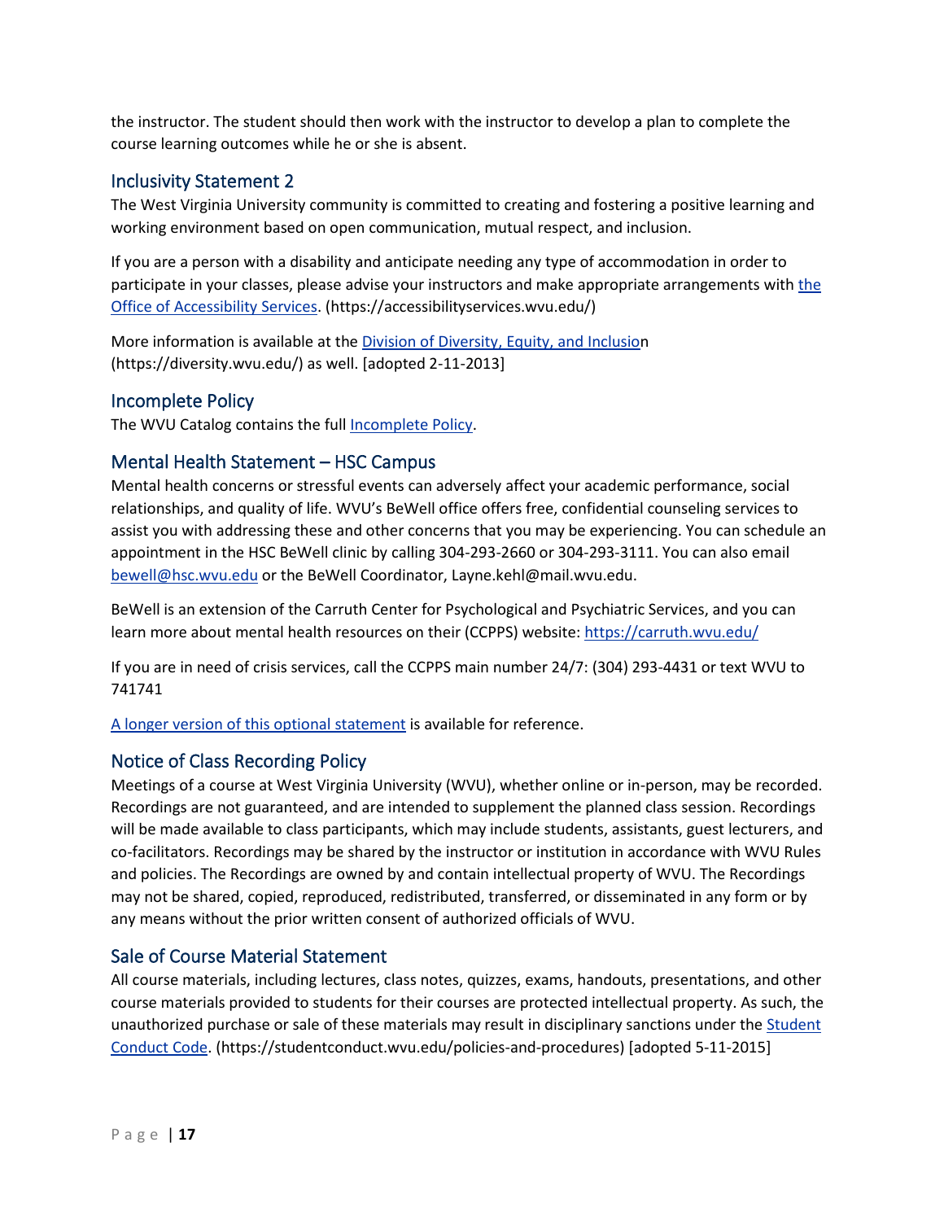the instructor. The student should then work with the instructor to develop a plan to complete the course learning outcomes while he or she is absent.

## Inclusivity Statement 2

The West Virginia University community is committed to creating and fostering a positive learning and working environment based on open communication, mutual respect, and inclusion.

If you are a person with a disability and anticipate needing any type of accommodation in order to participate in your classes, please advise your instructors and make appropriate arrangements with [the Office of Accessibility Services](https://accessibilityservices.wvu.edu/). (https://accessibilityservices.wvu.edu/)

More information is available at the [Division of Diversity, Equity, and Inclusion](https://diversity.wvu.edu/) (https://diversity.wvu.edu/) as well. [adopted 2-11-2013]

## Incomplete Policy

The WVU Catalog contains the full Incomplete Policy.

## Mental Health Statement – HSC Campus

Mental health concerns or stressful events can adversely affect your academic performance, social relationships, and quality of life. WVU's BeWell office offers free, confidential counseling services to assist you with addressing these and other concerns that you may be experiencing. You can schedule an appointment in the HSC BeWell clinic by calling 304-293-2660 or 304-293-3111. You can also email bewell@hsc.wvu.edu or the BeWell Coordinator, Layne.kehl@mail.wvu.edu.

BeWell is an extension of the Carruth Center for Psychological and Psychiatric Services, and you can learn more about mental health resources on their (CCPPS) website: https://carruth.wvu.edu/

If you are in need of crisis services, call the CCPPS main number 24/7: (304) 293-4431 or text WVU to 741741

A longer version of this optional statement is available for reference.

## Notice of Class Recording Policy

Meetings of a course at West Virginia University (WVU), whether online or in-person, may be recorded. Recordings are not guaranteed, and are intended to supplement the planned class session. Recordings will be made available to class participants, which may include students, assistants, guest lecturers, and co-facilitators. Recordings may be shared by the instructor or institution in accordance with WVU Rules and policies. The Recordings are owned by and contain intellectual property of WVU. The Recordings may not be shared, copied, reproduced, redistributed, transferred, or disseminated in any form or by any means without the prior written consent of authorized officials of WVU.

## Sale of Course Material Statement

All course materials, including lectures, class notes, quizzes, exams, handouts, presentations, and other course materials provided to students for their courses are protected intellectual property. As such, the unauthorized purchase or sale of these materials may result in disciplinary sanctions under the [Student Conduct Code](https://studentconduct.wvu.edu/policies-and-procedures). (https://studentconduct.wvu.edu/policies-and-procedures) [adopted 5-11-2015]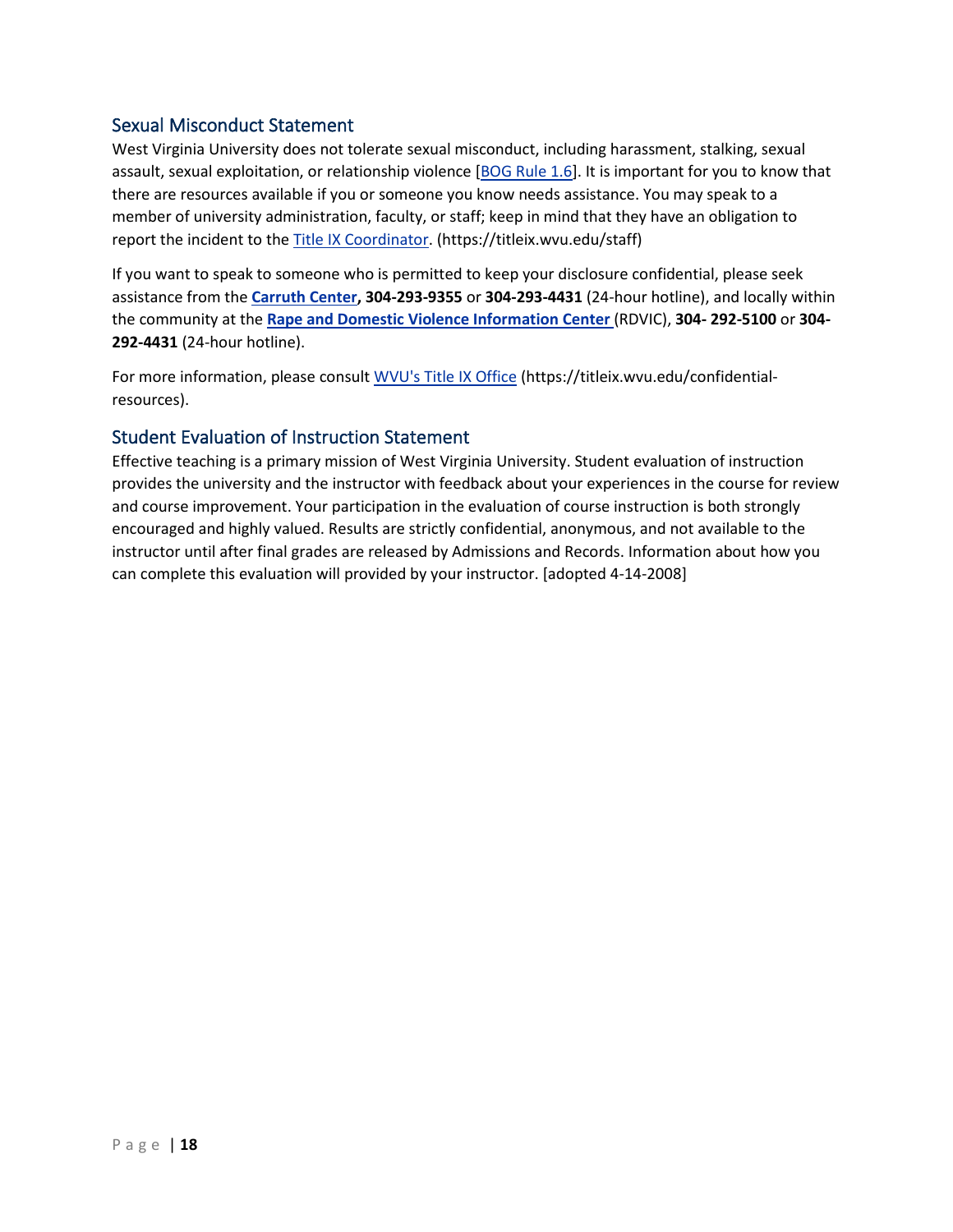## Sexual Misconduct Statement

West Virginia University does not tolerate sexual misconduct, including harassment, stalking, sexual assault, sexual exploitation, or relationship violence [BOG Rule 1.6]. It is important for you to know that there are resources available if you or someone you know needs assistance. You may speak to a member of university administration, faculty, or staff; keep in mind that they have an obligation to report the incident to the Title IX Coordinator. (https://titleix.wvu.edu/staff)

If you want to speak to someone who is permitted to keep your disclosure confidential, please seek assistance from the **Carruth Center, 304-293-9355** or **304-293-4431** (24-hour hotline), and locally within the community at the **Rape and Domestic Violence Information Center** (RDVIC), **304- 292-5100** or **304-292-4431** (24-hour hotline).

For more information, please consult WVU's Title IX Office (https://titleix.wvu.edu/confidential-resources).

## Student Evaluation of Instruction Statement

Effective teaching is a primary mission of West Virginia University. Student evaluation of instruction provides the university and the instructor with feedback about your experiences in the course for review and course improvement. Your participation in the evaluation of course instruction is both strongly encouraged and highly valued. Results are strictly confidential, anonymous, and not available to the instructor until after final grades are released by Admissions and Records. Information about how you can complete this evaluation will provided by your instructor. [adopted 4-14-2008]